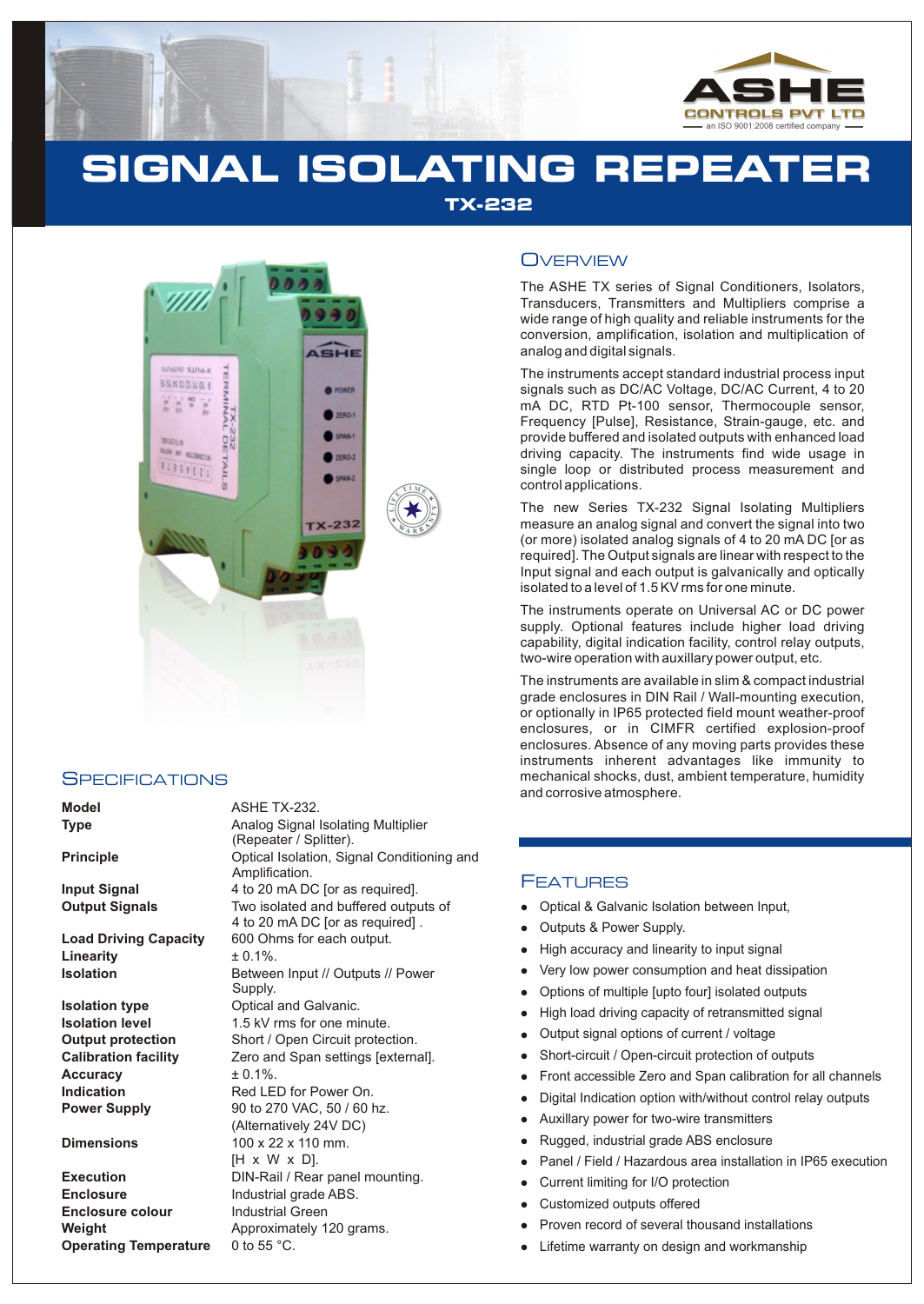ASHE

CONTROLS PVT LTD

an ISO 9001:2008 certified company

# SIGNAL ISOLATING REPEATER

## TX-232

## Overview

The ASHE TX series of Signal Conditioners, Isolators, Transducers, Transmitters and Multipliers comprise a wide range of high quality and reliable instruments for the conversion, amplification, isolation and multiplication of analog and digital signals.

The instruments accept standard industrial process input signals such as DC/AC Voltage, DC/AC Current, 4 to 20 mA DC, RTD Pt-100 sensor, Thermocouple sensor, Frequency [Pulse], Resistance, Strain-gauge, etc. and provide buffered and isolated outputs with enhanced load driving capacity. The instruments find wide usage in single loop or distributed process measurement and control applications.

The new Series TX-232 Signal Isolating Multipliers measure an analog signal and convert the signal into two (or more) isolated analog signals of 4 to 20 mA DC [or as required]. The Output signals are linear with respect to the Input signal and each output is galvanically and optically isolated to a level of 1.5 KV rms for one minute.

The instruments operate on Universal AC or DC power supply. Optional features include higher load driving capability, digital indication facility, control relay outputs, two-wire operation with auxillary power output, etc.

The instruments are available in slim & compact industrial grade enclosures in DIN Rail / Wall-mounting execution, or optionally in IP65 protected field mount weather-proof enclosures, or in CIMFR certified explosion-proof enclosures. Absence of any moving parts provides these instruments inherent advantages like immunity to mechanical shocks, dust, ambient temperature, humidity and corrosive atmosphere.

## Specifications

| | |
|---|---|
| **Model** | ASHE TX-232. |
| **Type** | Analog Signal Isolating Multiplier (Repeater / Splitter). |
| **Principle** | Optical Isolation, Signal Conditioning and Amplification. |
| **Input Signal** | 4 to 20 mA DC [or as required]. |
| **Output Signals** | Two isolated and buffered outputs of 4 to 20 mA DC [or as required] . |
| **Load Driving Capacity** | 600 Ohms for each output. |
| **Linearity** | ± 0.1%. |
| **Isolation** | Between Input // Outputs // Power Supply. |
| **Isolation type** | Optical and Galvanic. |
| **Isolation level** | 1.5 kV rms for one minute. |
| **Output protection** | Short / Open Circuit protection. |
| **Calibration facility** | Zero and Span settings [external]. |
| **Accuracy** | ± 0.1%. |
| **Indication** | Red LED for Power On. |
| **Power Supply** | 90 to 270 VAC, 50 / 60 hz. (Alternatively 24V DC) |
| **Dimensions** | 100 x 22 x 110 mm. [H x W x D]. |
| **Execution** | DIN-Rail / Rear panel mounting. |
| **Enclosure** | Industrial grade ABS. |
| **Enclosure colour** | Industrial Green |
| **Weight** | Approximately 120 grams. |
| **Operating Temperature** | 0 to 55 °C. |

## Features

- Optical & Galvanic Isolation between Input,
- Outputs & Power Supply.
- High accuracy and linearity to input signal
- Very low power consumption and heat dissipation
- Options of multiple [upto four] isolated outputs
- High load driving capacity of retransmitted signal
- Output signal options of current / voltage
- Short-circuit / Open-circuit protection of outputs
- Front accessible Zero and Span calibration for all channels
- Digital Indication option with/without control relay outputs
- Auxillary power for two-wire transmitters
- Rugged, industrial grade ABS enclosure
- Panel / Field / Hazardous area installation in IP65 execution
- Current limiting for I/O protection
- Customized outputs offered
- Proven record of several thousand installations
- Lifetime warranty on design and workmanship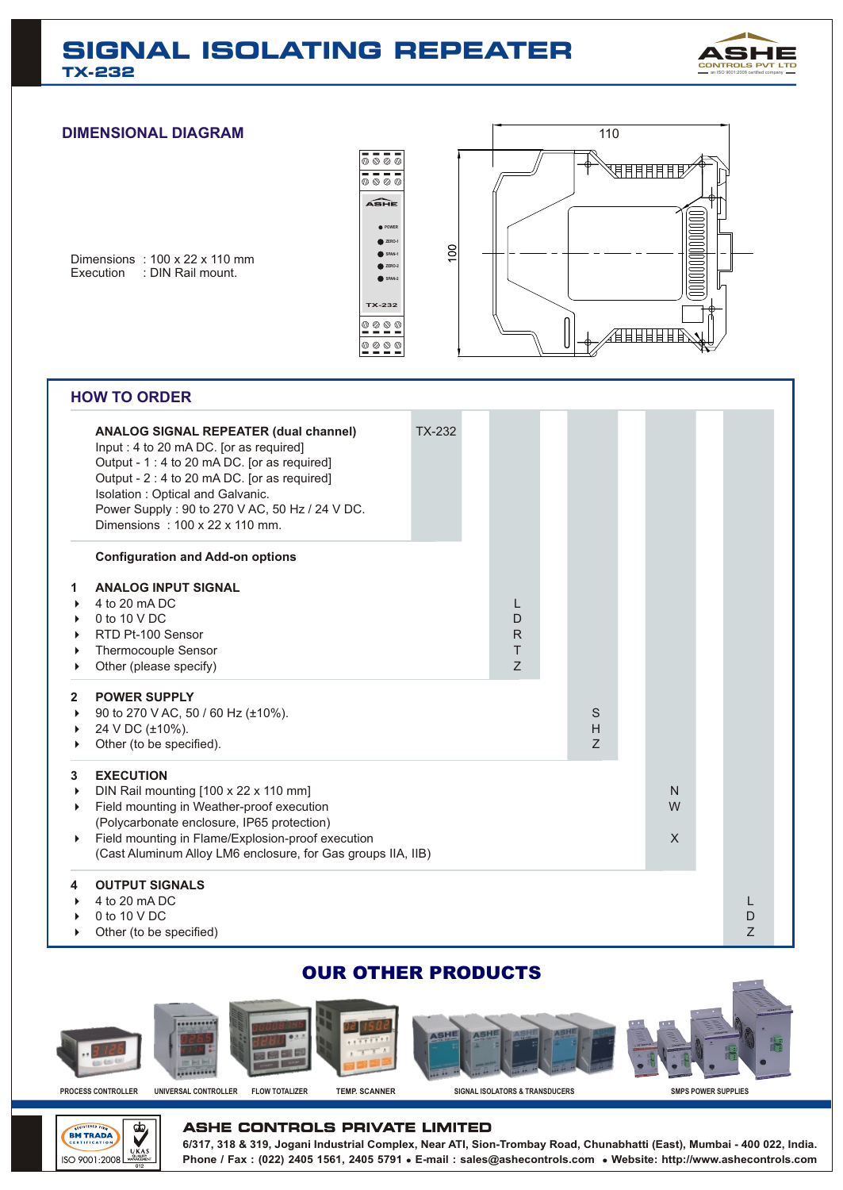# SIGNAL ISOLATING REPEATER
## TX-232

## DIMENSIONAL DIAGRAM

Dimensions : 100 x 22 x 110 mm
Execution : DIN Rail mount.

110

100

## HOW TO ORDER

**ANALOG SIGNAL REPEATER (dual channel)** TX-232
Input : 4 to 20 mA DC. [or as required]
Output - 1 : 4 to 20 mA DC. [or as required]
Output - 2 : 4 to 20 mA DC. [or as required]
Isolation : Optical and Galvanic.
Power Supply : 90 to 270 V AC, 50 Hz / 24 V DC.
Dimensions : 100 x 22 x 110 mm.

**Configuration and Add-on options**

**1 ANALOG INPUT SIGNAL**
- 4 to 20 mA DC — L
- 0 to 10 V DC — D
- RTD Pt-100 Sensor — R
- Thermocouple Sensor — T
- Other (please specify) — Z

**2 POWER SUPPLY**
- 90 to 270 V AC, 50 / 60 Hz (±10%). — S
- 24 V DC (±10%). — H
- Other (to be specified). — Z

**3 EXECUTION**
- DIN Rail mounting [100 x 22 x 110 mm] — N
- Field mounting in Weather-proof execution (Polycarbonate enclosure, IP65 protection) — W
- Field mounting in Flame/Explosion-proof execution (Cast Aluminum Alloy LM6 enclosure, for Gas groups IIA, IIB) — X

**4 OUTPUT SIGNALS**
- 4 to 20 mA DC — L
- 0 to 10 V DC — D
- Other (to be specified) — Z

## OUR OTHER PRODUCTS

PROCESS CONTROLLER
UNIVERSAL CONTROLLER
FLOW TOTALIZER
TEMP. SCANNER
SIGNAL ISOLATORS & TRANSDUCERS
SMPS POWER SUPPLIES

**ASHE CONTROLS PRIVATE LIMITED**
6/317, 318 & 319, Jogani Industrial Complex, Near ATI, Sion-Trombay Road, Chunabhatti (East), Mumbai - 400 022, India.
Phone / Fax : (022) 2405 1561, 2405 5791 • E-mail : sales@ashecontrols.com • Website: http://www.ashecontrols.com

ISO 9001:2008